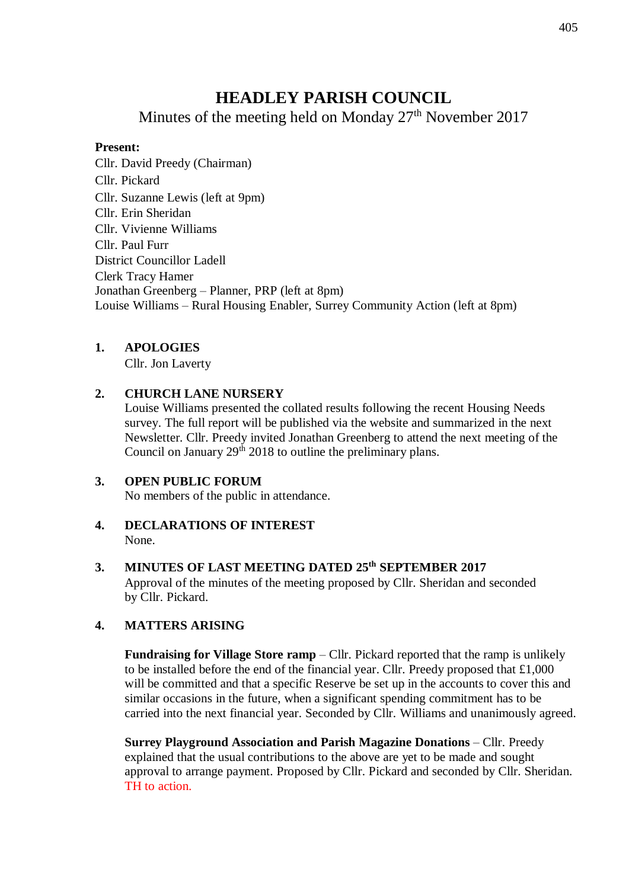# HEADLEY PARISH COUNCIL

Minutes of the meeting held on Monday 27th November 2017

**Present:**
Cllr. David Preedy (Chairman)
Cllr. Pickard
Cllr. Suzanne Lewis (left at 9pm)
Cllr. Erin Sheridan
Cllr. Vivienne Williams
Cllr. Paul Furr
District Councillor Ladell
Clerk Tracy Hamer
Jonathan Greenberg – Planner, PRP (left at 8pm)
Louise Williams – Rural Housing Enabler, Surrey Community Action (left at 8pm)

**1. APOLOGIES**
Cllr. Jon Laverty

**2. CHURCH LANE NURSERY**
Louise Williams presented the collated results following the recent Housing Needs survey. The full report will be published via the website and summarized in the next Newsletter. Cllr. Preedy invited Jonathan Greenberg to attend the next meeting of the Council on January 29th 2018 to outline the preliminary plans.

**3. OPEN PUBLIC FORUM**
No members of the public in attendance.

**4. DECLARATIONS OF INTEREST**
None.

**3. MINUTES OF LAST MEETING DATED 25th SEPTEMBER 2017**
Approval of the minutes of the meeting proposed by Cllr. Sheridan and seconded by Cllr. Pickard.

**4. MATTERS ARISING**

**Fundraising for Village Store ramp** – Cllr. Pickard reported that the ramp is unlikely to be installed before the end of the financial year. Cllr. Preedy proposed that £1,000 will be committed and that a specific Reserve be set up in the accounts to cover this and similar occasions in the future, when a significant spending commitment has to be carried into the next financial year. Seconded by Cllr. Williams and unanimously agreed.

**Surrey Playground Association and Parish Magazine Donations** – Cllr. Preedy explained that the usual contributions to the above are yet to be made and sought approval to arrange payment. Proposed by Cllr. Pickard and seconded by Cllr. Sheridan. TH to action.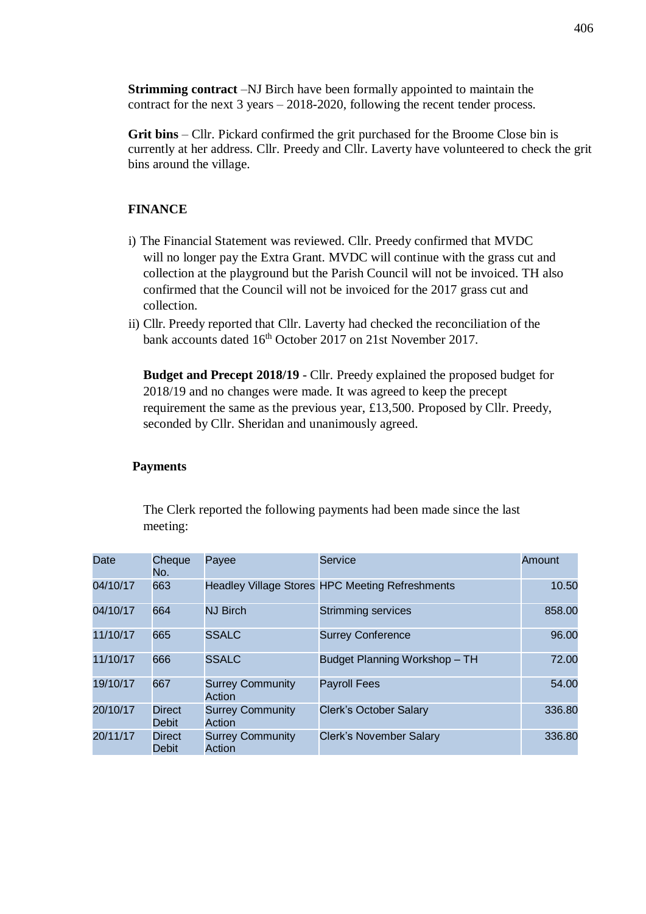**Strimming contract** –NJ Birch have been formally appointed to maintain the contract for the next 3 years – 2018-2020, following the recent tender process.

**Grit bins** – Cllr. Pickard confirmed the grit purchased for the Broome Close bin is currently at her address. Cllr. Preedy and Cllr. Laverty have volunteered to check the grit bins around the village.

## FINANCE

i) The Financial Statement was reviewed. Cllr. Preedy confirmed that MVDC will no longer pay the Extra Grant. MVDC will continue with the grass cut and collection at the playground but the Parish Council will not be invoiced. TH also confirmed that the Council will not be invoiced for the 2017 grass cut and collection.

ii) Cllr. Preedy reported that Cllr. Laverty had checked the reconciliation of the bank accounts dated 16th October 2017 on 21st November 2017.

**Budget and Precept 2018/19** - Cllr. Preedy explained the proposed budget for 2018/19 and no changes were made. It was agreed to keep the precept requirement the same as the previous year, £13,500. Proposed by Cllr. Preedy, seconded by Cllr. Sheridan and unanimously agreed.

### Payments

The Clerk reported the following payments had been made since the last meeting:

| Date | Cheque No. | Payee | Service | Amount |
|---|---|---|---|---|
| 04/10/17 | 663 | Headley Village Stores | HPC Meeting Refreshments | 10.50 |
| 04/10/17 | 664 | NJ Birch | Strimming services | 858.00 |
| 11/10/17 | 665 | SSALC | Surrey Conference | 96.00 |
| 11/10/17 | 666 | SSALC | Budget Planning Workshop – TH | 72.00 |
| 19/10/17 | 667 | Surrey Community Action | Payroll Fees | 54.00 |
| 20/10/17 | Direct Debit | Surrey Community Action | Clerk's October Salary | 336.80 |
| 20/11/17 | Direct Debit | Surrey Community Action | Clerk's November Salary | 336.80 |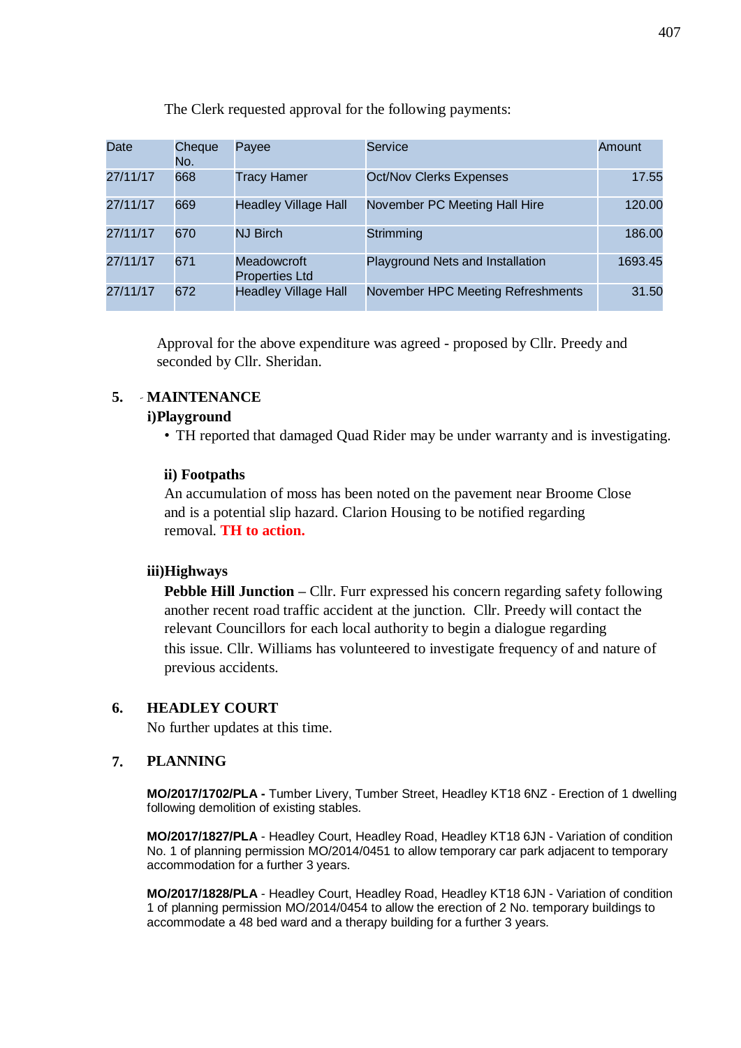The Clerk requested approval for the following payments:

| Date | Cheque No. | Payee | Service | Amount |
|---|---|---|---|---|
| 27/11/17 | 668 | Tracy Hamer | Oct/Nov Clerks Expenses | 17.55 |
| 27/11/17 | 669 | Headley Village Hall | November PC Meeting Hall Hire | 120.00 |
| 27/11/17 | 670 | NJ Birch | Strimming | 186.00 |
| 27/11/17 | 671 | Meadowcroft Properties Ltd | Playground Nets and Installation | 1693.45 |
| 27/11/17 | 672 | Headley Village Hall | November HPC Meeting Refreshments | 31.50 |

Approval for the above expenditure was agreed - proposed by Cllr. Preedy and seconded by Cllr. Sheridan.

## 5. MAINTENANCE

### i)Playground

- TH reported that damaged Quad Rider may be under warranty and is investigating.

### ii) Footpaths

An accumulation of moss has been noted on the pavement near Broome Close and is a potential slip hazard. Clarion Housing to be notified regarding removal. **TH to action.**

### iii)Highways

**Pebble Hill Junction** – Cllr. Furr expressed his concern regarding safety following another recent road traffic accident at the junction. Cllr. Preedy will contact the relevant Councillors for each local authority to begin a dialogue regarding this issue. Cllr. Williams has volunteered to investigate frequency of and nature of previous accidents.

## 6. HEADLEY COURT

No further updates at this time.

## 7. PLANNING

**MO/2017/1702/PLA -** Tumber Livery, Tumber Street, Headley KT18 6NZ - Erection of 1 dwelling following demolition of existing stables.

**MO/2017/1827/PLA** - Headley Court, Headley Road, Headley KT18 6JN - Variation of condition No. 1 of planning permission MO/2014/0451 to allow temporary car park adjacent to temporary accommodation for a further 3 years.

**MO/2017/1828/PLA** - Headley Court, Headley Road, Headley KT18 6JN - Variation of condition 1 of planning permission MO/2014/0454 to allow the erection of 2 No. temporary buildings to accommodate a 48 bed ward and a therapy building for a further 3 years.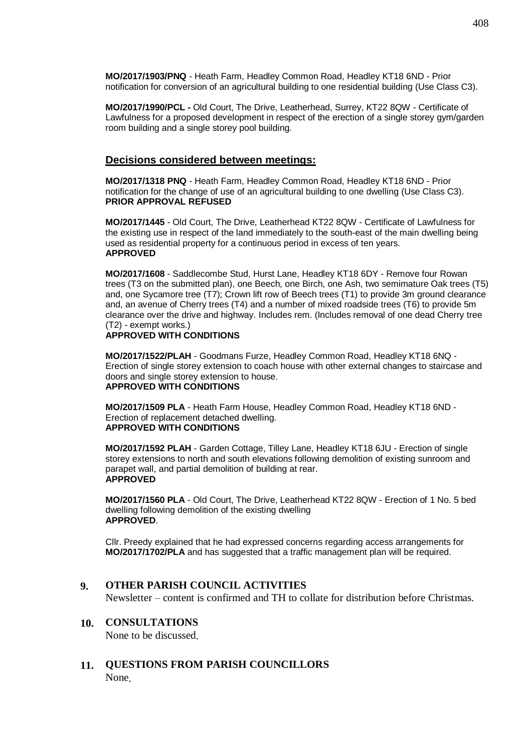**MO/2017/1903/PNQ** - Heath Farm, Headley Common Road, Headley KT18 6ND - Prior notification for conversion of an agricultural building to one residential building (Use Class C3).

**MO/2017/1990/PCL -** Old Court, The Drive, Leatherhead, Surrey, KT22 8QW - Certificate of Lawfulness for a proposed development in respect of the erection of a single storey gym/garden room building and a single storey pool building.

## Decisions considered between meetings:

**MO/2017/1318 PNQ** - Heath Farm, Headley Common Road, Headley KT18 6ND - Prior notification for the change of use of an agricultural building to one dwelling (Use Class C3).
**PRIOR APPROVAL REFUSED**

**MO/2017/1445** - Old Court, The Drive, Leatherhead KT22 8QW - Certificate of Lawfulness for the existing use in respect of the land immediately to the south-east of the main dwelling being used as residential property for a continuous period in excess of ten years.
**APPROVED**

**MO/2017/1608** - Saddlecombe Stud, Hurst Lane, Headley KT18 6DY - Remove four Rowan trees (T3 on the submitted plan), one Beech, one Birch, one Ash, two semimature Oak trees (T5) and, one Sycamore tree (T7); Crown lift row of Beech trees (T1) to provide 3m ground clearance and, an avenue of Cherry trees (T4) and a number of mixed roadside trees (T6) to provide 5m clearance over the drive and highway. Includes rem. (Includes removal of one dead Cherry tree (T2) - exempt works.)
**APPROVED WITH CONDITIONS**

**MO/2017/1522/PLAH** - Goodmans Furze, Headley Common Road, Headley KT18 6NQ - Erection of single storey extension to coach house with other external changes to staircase and doors and single storey extension to house.
**APPROVED WITH CONDITIONS**

**MO/2017/1509 PLA** - Heath Farm House, Headley Common Road, Headley KT18 6ND - Erection of replacement detached dwelling.
**APPROVED WITH CONDITIONS**

**MO/2017/1592 PLAH** - Garden Cottage, Tilley Lane, Headley KT18 6JU - Erection of single storey extensions to north and south elevations following demolition of existing sunroom and parapet wall, and partial demolition of building at rear.
**APPROVED**

**MO/2017/1560 PLA** - Old Court, The Drive, Leatherhead KT22 8QW - Erection of 1 No. 5 bed dwelling following demolition of the existing dwelling
**APPROVED**.

Cllr. Preedy explained that he had expressed concerns regarding access arrangements for **MO/2017/1702/PLA** and has suggested that a traffic management plan will be required.

## 9. OTHER PARISH COUNCIL ACTIVITIES

Newsletter – content is confirmed and TH to collate for distribution before Christmas.

## 10. CONSULTATIONS

None to be discussed.

## 11. QUESTIONS FROM PARISH COUNCILLORS

None.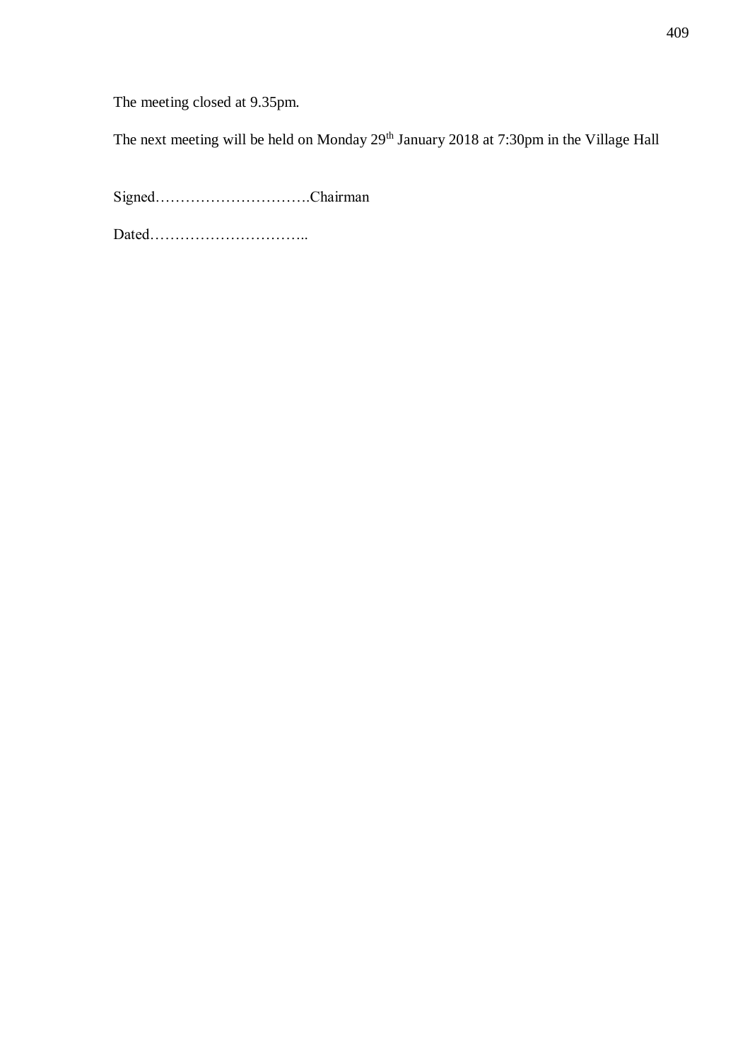The meeting closed at 9.35pm.

The next meeting will be held on Monday 29th January 2018 at 7:30pm in the Village Hall

Signed………………………….Chairman

Dated…………………………..